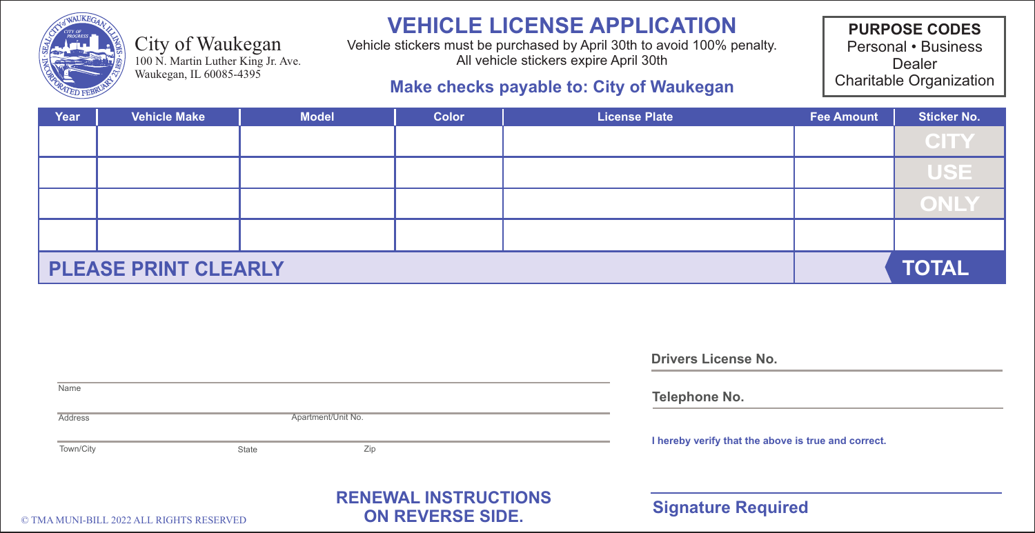City of Waukegan
100 N. Martin Luther King Jr. Ave.
Waukegan, IL 60085-4395

# VEHICLE LICENSE APPLICATION

Vehicle stickers must be purchased by April 30th to avoid 100% penalty.
All vehicle stickers expire April 30th

**Make checks payable to: City of Waukegan**

**PURPOSE CODES**
Personal • Business
Dealer
Charitable Organization

| Year | Vehicle Make | Model | Color | License Plate | Fee Amount | Sticker No. |
|---|---|---|---|---|---|---|
| | | | | | | CITY |
| | | | | | | USE |
| | | | | | | ONLY |
| | | | | | | |
| **PLEASE PRINT CLEARLY** | | | | | | **TOTAL** |

Name

Address — Apartment/Unit No.

Town/City — State — Zip

**Drivers License No.**

**Telephone No.**

**I hereby verify that the above is true and correct.**

**Signature Required**

**RENEWAL INSTRUCTIONS ON REVERSE SIDE.**

© TMA MUNI-BILL 2022 ALL RIGHTS RESERVED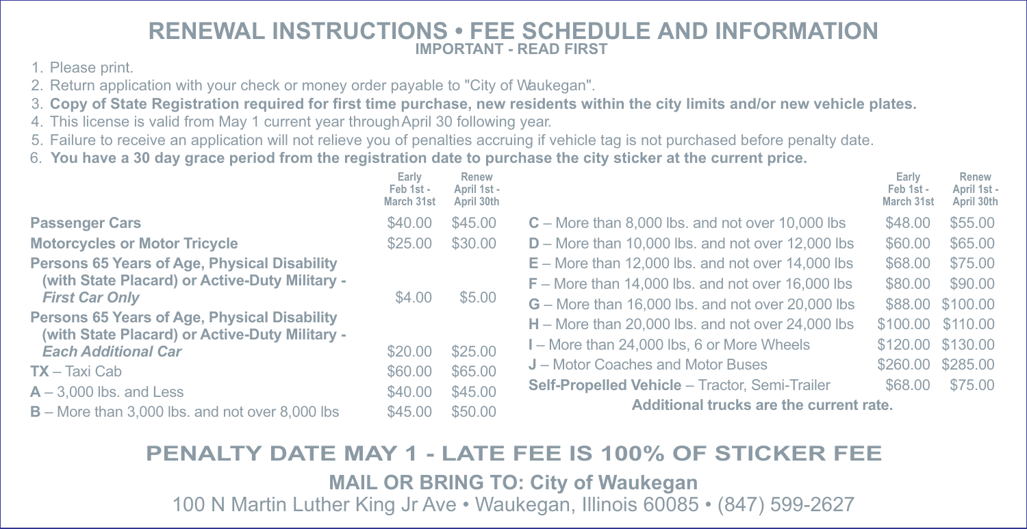# RENEWAL INSTRUCTIONS • FEE SCHEDULE AND INFORMATION

**IMPORTANT - READ FIRST**

1. Please print.
2. Return application with your check or money order payable to "City of Waukegan".
3. **Copy of State Registration required for first time purchase, new residents within the city limits and/or new vehicle plates.**
4. This license is valid from May 1 current year through April 30 following year.
5. Failure to receive an application will not relieve you of penalties accruing if vehicle tag is not purchased before penalty date.
6. **You have a 30 day grace period from the registration date to purchase the city sticker at the current price.**

| | Early Feb 1st - March 31st | Renew April 1st - April 30th |
|---|---|---|
| **Passenger Cars** | $40.00 | $45.00 |
| **Motorcycles or Motor Tricycle** | $25.00 | $30.00 |
| **Persons 65 Years of Age, Physical Disability (with State Placard) or Active-Duty Military - *First Car Only*** | $4.00 | $5.00 |
| **Persons 65 Years of Age, Physical Disability (with State Placard) or Active-Duty Military - *Each Additional Car*** | $20.00 | $25.00 |
| **TX** – Taxi Cab | $60.00 | $65.00 |
| **A** – 3,000 lbs. and Less | $40.00 | $45.00 |
| **B** – More than 3,000 lbs. and not over 8,000 lbs | $45.00 | $50.00 |
| **C** – More than 8,000 lbs. and not over 10,000 lbs | $48.00 | $55.00 |
| **D** – More than 10,000 lbs. and not over 12,000 lbs | $60.00 | $65.00 |
| **E** – More than 12,000 lbs. and not over 14,000 lbs | $68.00 | $75.00 |
| **F** – More than 14,000 lbs. and not over 16,000 lbs | $80.00 | $90.00 |
| **G** – More than 16,000 lbs. and not over 20,000 lbs | $88.00 | $100.00 |
| **H** – More than 20,000 lbs. and not over 24,000 lbs | $100.00 | $110.00 |
| **I** – More than 24,000 lbs, 6 or More Wheels | $120.00 | $130.00 |
| **J** – Motor Coaches and Motor Buses | $260.00 | $285.00 |
| **Self-Propelled Vehicle** – Tractor, Semi-Trailer | $68.00 | $75.00 |

**Additional trucks are the current rate.**

## PENALTY DATE MAY 1 - LATE FEE IS 100% OF STICKER FEE

**MAIL OR BRING TO: City of Waukegan**

100 N Martin Luther King Jr Ave • Waukegan, Illinois 60085 • (847) 599-2627